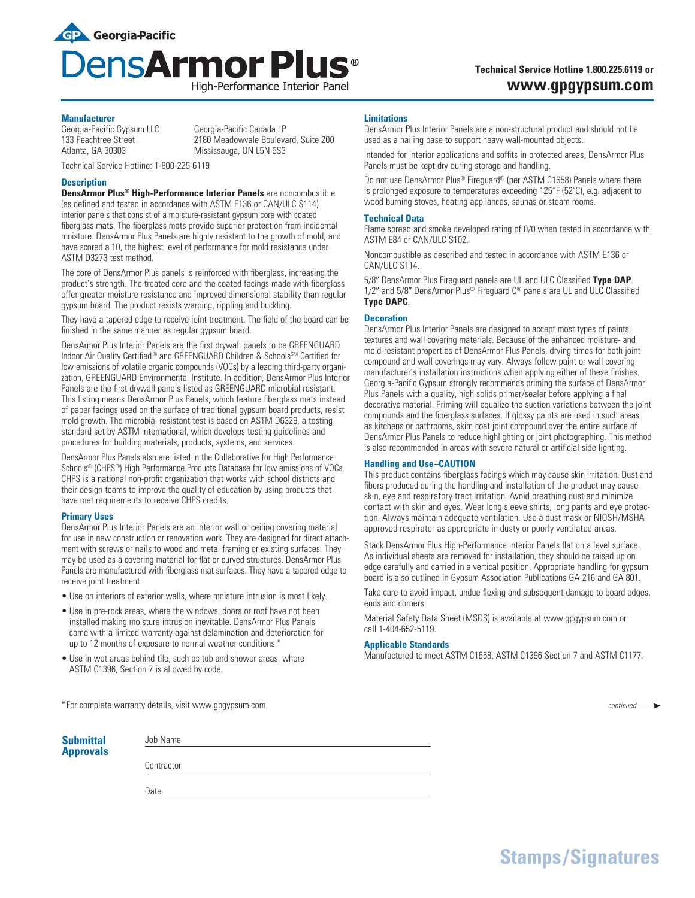Georgia-Pacific

# DensArmor Plus®

High-Performance Interior Panel

**Technical Service Hotline 1.800.225.6119 or www.gpgypsum.com**

## Manufacturer

Georgia-Pacific Gypsum LLC
133 Peachtree Street
Atlanta, GA 30303

Georgia-Pacific Canada LP
2180 Meadowvale Boulevard, Suite 200
Mississauga, ON L5N 5S3

Technical Service Hotline: 1-800-225-6119

## Description

**DensArmor Plus® High-Performance Interior Panels** are noncombustible (as defined and tested in accordance with ASTM E136 or CAN/ULC S114) interior panels that consist of a moisture-resistant gypsum core with coated fiberglass mats. The fiberglass mats provide superior protection from incidental moisture. DensArmor Plus Panels are highly resistant to the growth of mold, and have scored a 10, the highest level of performance for mold resistance under ASTM D3273 test method.

The core of DensArmor Plus panels is reinforced with fiberglass, increasing the product's strength. The treated core and the coated facings made with fiberglass offer greater moisture resistance and improved dimensional stability than regular gypsum board. The product resists warping, rippling and buckling.

They have a tapered edge to receive joint treatment. The field of the board can be finished in the same manner as regular gypsum board.

DensArmor Plus Interior Panels are the first drywall panels to be GREENGUARD Indoor Air Quality Certified® and GREENGUARD Children & Schools℠ Certified for low emissions of volatile organic compounds (VOCs) by a leading third-party organization, GREENGUARD Environmental Institute. In addition, DensArmor Plus Interior Panels are the first drywall panels listed as GREENGUARD microbial resistant. This listing means DensArmor Plus Panels, which feature fiberglass mats instead of paper facings used on the surface of traditional gypsum board products, resist mold growth. The microbial resistant test is based on ASTM D6329, a testing standard set by ASTM International, which develops testing guidelines and procedures for building materials, products, systems, and services.

DensArmor Plus Panels also are listed in the Collaborative for High Performance Schools® (CHPS®) High Performance Products Database for low emissions of VOCs. CHPS is a national non-profit organization that works with school districts and their design teams to improve the quality of education by using products that have met requirements to receive CHPS credits.

## Primary Uses

DensArmor Plus Interior Panels are an interior wall or ceiling covering material for use in new construction or renovation work. They are designed for direct attachment with screws or nails to wood and metal framing or existing surfaces. They may be used as a covering material for flat or curved structures. DensArmor Plus Panels are manufactured with fiberglass mat surfaces. They have a tapered edge to receive joint treatment.

- Use on interiors of exterior walls, where moisture intrusion is most likely.
- Use in pre-rock areas, where the windows, doors or roof have not been installed making moisture intrusion inevitable. DensArmor Plus Panels come with a limited warranty against delamination and deterioration for up to 12 months of exposure to normal weather conditions.*
- Use in wet areas behind tile, such as tub and shower areas, where ASTM C1396, Section 7 is allowed by code.

## Limitations

DensArmor Plus Interior Panels are a non-structural product and should not be used as a nailing base to support heavy wall-mounted objects.

Intended for interior applications and soffits in protected areas, DensArmor Plus Panels must be kept dry during storage and handling.

Do not use DensArmor Plus® Fireguard® (per ASTM C1658) Panels where there is prolonged exposure to temperatures exceeding 125˚F (52˚C), e.g. adjacent to wood burning stoves, heating appliances, saunas or steam rooms.

## Technical Data

Flame spread and smoke developed rating of 0/0 when tested in accordance with ASTM E84 or CAN/ULC S102.

Noncombustible as described and tested in accordance with ASTM E136 or CAN/ULC S114.

5/8″ DensArmor Plus Fireguard panels are UL and ULC Classified **Type DAP**. 1/2″ and 5/8″ DensArmor Plus® Fireguard C® panels are UL and ULC Classified **Type DAPC**.

## Decoration

DensArmor Plus Interior Panels are designed to accept most types of paints, textures and wall covering materials. Because of the enhanced moisture- and mold-resistant properties of DensArmor Plus Panels, drying times for both joint compound and wall coverings may vary. Always follow paint or wall covering manufacturer's installation instructions when applying either of these finishes. Georgia-Pacific Gypsum strongly recommends priming the surface of DensArmor Plus Panels with a quality, high solids primer/sealer before applying a final decorative material. Priming will equalize the suction variations between the joint compounds and the fiberglass surfaces. If glossy paints are used in such areas as kitchens or bathrooms, skim coat joint compound over the entire surface of DensArmor Plus Panels to reduce highlighting or joint photographing. This method is also recommended in areas with severe natural or artificial side lighting.

## Handling and Use–CAUTION

This product contains fiberglass facings which may cause skin irritation. Dust and fibers produced during the handling and installation of the product may cause skin, eye and respiratory tract irritation. Avoid breathing dust and minimize contact with skin and eyes. Wear long sleeve shirts, long pants and eye protection. Always maintain adequate ventilation. Use a dust mask or NIOSH/MSHA approved respirator as appropriate in dusty or poorly ventilated areas.

Stack DensArmor Plus High-Performance Interior Panels flat on a level surface. As individual sheets are removed for installation, they should be raised up on edge carefully and carried in a vertical position. Appropriate handling for gypsum board is also outlined in Gypsum Association Publications GA-216 and GA 801.

Take care to avoid impact, undue flexing and subsequent damage to board edges, ends and corners.

Material Safety Data Sheet (MSDS) is available at www.gpgypsum.com or call 1-404-652-5119.

## Applicable Standards

Manufactured to meet ASTM C1658, ASTM C1396 Section 7 and ASTM C1177.

*For complete warranty details, visit www.gpgypsum.com.

*continued*

## Submittal Approvals

Job Name ______________________

Contractor ______________________

Date ______________________

**Stamps/Signatures**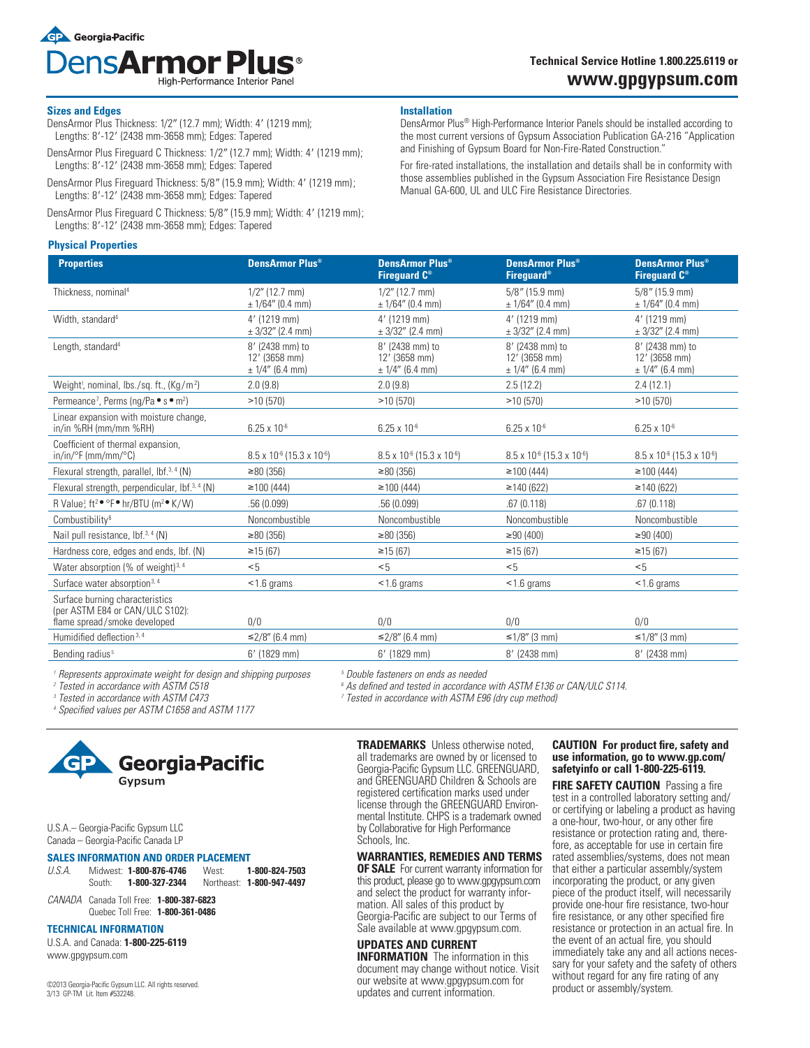Georgia-Pacific

# DensArmor Plus®

High-Performance Interior Panel

**Technical Service Hotline 1.800.225.6119 or**
**www.gpgypsum.com**

## Sizes and Edges

DensArmor Plus Thickness: 1/2″ (12.7 mm); Width: 4′ (1219 mm); Lengths: 8′-12′ (2438 mm-3658 mm); Edges: Tapered

DensArmor Plus Fireguard C Thickness: 1/2″ (12.7 mm); Width: 4′ (1219 mm); Lengths: 8′-12′ (2438 mm-3658 mm); Edges: Tapered

DensArmor Plus Fireguard Thickness: 5/8″ (15.9 mm); Width: 4′ (1219 mm); Lengths: 8′-12′ (2438 mm-3658 mm); Edges: Tapered

DensArmor Plus Fireguard C Thickness: 5/8″ (15.9 mm); Width: 4′ (1219 mm); Lengths: 8′-12′ (2438 mm-3658 mm); Edges: Tapered

## Installation

DensArmor Plus® High-Performance Interior Panels should be installed according to the most current versions of Gypsum Association Publication GA-216 "Application and Finishing of Gypsum Board for Non-Fire-Rated Construction."

For fire-rated installations, the installation and details shall be in conformity with those assemblies published in the Gypsum Association Fire Resistance Design Manual GA-600, UL and ULC Fire Resistance Directories.

## Physical Properties

| Properties | DensArmor Plus® | DensArmor Plus® Fireguard C® | DensArmor Plus® Fireguard® | DensArmor Plus® Fireguard C® |
|---|---|---|---|---|
| Thickness, nominal[4] | 1/2″ (12.7 mm) ± 1/64″ (0.4 mm) | 1/2″ (12.7 mm) ± 1/64″ (0.4 mm) | 5/8″ (15.9 mm) ± 1/64″ (0.4 mm) | 5/8″ (15.9 mm) ± 1/64″ (0.4 mm) |
| Width, standard[4] | 4′ (1219 mm) ± 3/32″ (2.4 mm) | 4′ (1219 mm) ± 3/32″ (2.4 mm) | 4′ (1219 mm) ± 3/32″ (2.4 mm) | 4′ (1219 mm) ± 3/32″ (2.4 mm) |
| Length, standard[4] | 8′ (2438 mm) to 12′ (3658 mm) ± 1/4″ (6.4 mm) | 8′ (2438 mm) to 12′ (3658 mm) ± 1/4″ (6.4 mm) | 8′ (2438 mm) to 12′ (3658 mm) ± 1/4″ (6.4 mm) | 8′ (2438 mm) to 12′ (3658 mm) ± 1/4″ (6.4 mm) |
| Weight[1], nominal, lbs./sq. ft., ($Kg/m^2$) | 2.0 (9.8) | 2.0 (9.8) | 2.5 (12.2) | 2.4 (12.1) |
| Permeance[7], Perms ($ng/Pa \bullet s \bullet m^2$) | >10 (570) | >10 (570) | >10 (570) | >10 (570) |
| Linear expansion with moisture change, in/in %RH (mm/mm %RH) | $6.25 \times 10^{-6}$ | $6.25 \times 10^{-6}$ | $6.25 \times 10^{-6}$ | $6.25 \times 10^{-6}$ |
| Coefficient of thermal expansion, in/in/°F (mm/mm/°C) | $8.5 \times 10^{-6}$ ($15.3 \times 10^{-6}$) | $8.5 \times 10^{-6}$ ($15.3 \times 10^{-6}$) | $8.5 \times 10^{-6}$ ($15.3 \times 10^{-6}$) | $8.5 \times 10^{-6}$ ($15.3 \times 10^{-6}$) |
| Flexural strength, parallel, lbf.[3,4] (N) | ≥80 (356) | ≥80 (356) | ≥100 (444) | ≥100 (444) |
| Flexural strength, perpendicular, lbf.[3,4] (N) | ≥100 (444) | ≥100 (444) | ≥140 (622) | ≥140 (622) |
| R Value[2], $ft^2 \bullet °F \bullet hr/BTU$ ($m^2 \bullet K/W$) | .56 (0.099) | .56 (0.099) | .67 (0.118) | .67 (0.118) |
| Combustibility[6] | Noncombustible | Noncombustible | Noncombustible | Noncombustible |
| Nail pull resistance, lbf.[3,4] (N) | ≥80 (356) | ≥80 (356) | ≥90 (400) | ≥90 (400) |
| Hardness core, edges and ends, lbf. (N) | ≥15 (67) | ≥15 (67) | ≥15 (67) | ≥15 (67) |
| Water absorption (% of weight)[3,4] | <5 | <5 | <5 | <5 |
| Surface water absorption[3,4] | <1.6 grams | <1.6 grams | <1.6 grams | <1.6 grams |
| Surface burning characteristics (per ASTM E84 or CAN/ULC S102): flame spread/smoke developed | 0/0 | 0/0 | 0/0 | 0/0 |
| Humidified deflection[3,4] | ≤2/8″ (6.4 mm) | ≤2/8″ (6.4 mm) | ≤1/8″ (3 mm) | ≤1/8″ (3 mm) |
| Bending radius[5] | 6′ (1829 mm) | 6′ (1829 mm) | 8′ (2438 mm) | 8′ (2438 mm) |

[1] *Represents approximate weight for design and shipping purposes*
[2] *Tested in accordance with ASTM C518*
[3] *Tested in accordance with ASTM C473*
[4] *Specified values per ASTM C1658 and ASTM 1177*
[5] *Double fasteners on ends as needed*
[6] *As defined and tested in accordance with ASTM E136 or CAN/ULC S114.*
[7] *Tested in accordance with ASTM E96 (dry cup method)*

Georgia-Pacific Gypsum

U.S.A.– Georgia-Pacific Gypsum LLC
Canada – Georgia-Pacific Canada LP

### SALES INFORMATION AND ORDER PLACEMENT

*U.S.A.* Midwest: **1-800-876-4746** West: **1-800-824-7503**
South: **1-800-327-2344** Northeast: **1-800-947-4497**

*CANADA* Canada Toll Free: **1-800-387-6823**
Quebec Toll Free: **1-800-361-0486**

### TECHNICAL INFORMATION

U.S.A. and Canada: **1-800-225-6119**
www.gpgypsum.com

©2013 Georgia-Pacific Gypsum LLC. All rights reserved.
3/13 GP-TM Lit. Item #532248.

**TRADEMARKS** Unless otherwise noted, all trademarks are owned by or licensed to Georgia-Pacific Gypsum LLC. GREENGUARD, and GREENGUARD Children & Schools are registered certification marks used under license through the GREENGUARD Environmental Institute. CHPS is a trademark owned by Collaborative for High Performance Schools, Inc.

**WARRANTIES, REMEDIES AND TERMS OF SALE** For current warranty information for this product, please go to www.gpgypsum.com and select the product for warranty information. All sales of this product by Georgia-Pacific are subject to our Terms of Sale available at www.gpgypsum.com.

**UPDATES AND CURRENT INFORMATION** The information in this document may change without notice. Visit our website at www.gpgypsum.com for updates and current information.

**CAUTION For product fire, safety and use information, go to www.gp.com/safetyinfo or call 1-800-225-6119.**

**FIRE SAFETY CAUTION** Passing a fire test in a controlled laboratory setting and/or certifying or labeling a product as having a one-hour, two-hour, or any other fire resistance or protection rating and, therefore, as acceptable for use in certain fire rated assemblies/systems, does not mean that either a particular assembly/system incorporating the product, or any given piece of the product itself, will necessarily provide one-hour fire resistance, two-hour fire resistance, or any other specified fire resistance or protection in an actual fire. In the event of an actual fire, you should immediately take any and all actions necessary for your safety and the safety of others without regard for any fire rating of any product or assembly/system.